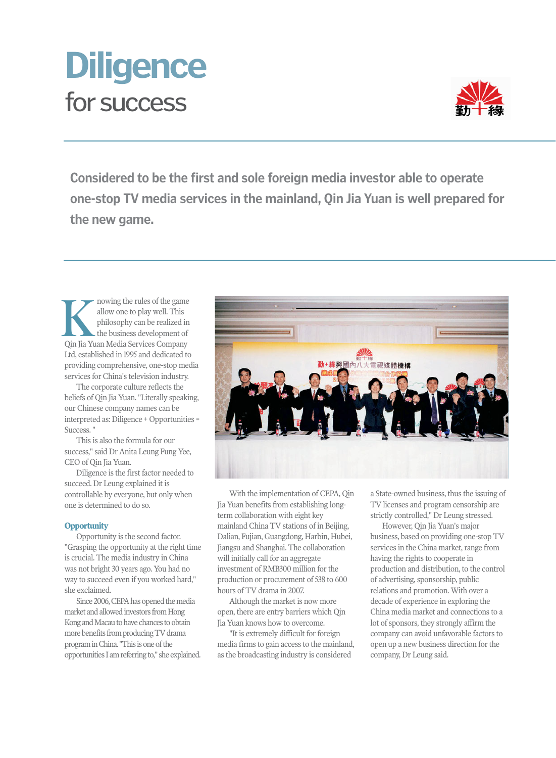# Diligence
## for success

**Considered to be the first and sole foreign media investor able to operate one-stop TV media services in the mainland, Qin Jia Yuan is well prepared for the new game.**

Knowing the rules of the game allow one to play well. This philosophy can be realized in the business development of Qin Jia Yuan Media Services Company Ltd, established in 1995 and dedicated to providing comprehensive, one-stop media services for China's television industry.

The corporate culture reflects the beliefs of Qin Jia Yuan. "Literally speaking, our Chinese company names can be interpreted as: Diligence + Opportunities = Success."

This is also the formula for our success," said Dr Anita Leung Fung Yee, CEO of Qin Jia Yuan.

Diligence is the first factor needed to succeed. Dr Leung explained it is controllable by everyone, but only when one is determined to do so.

### Opportunity

Opportunity is the second factor. "Grasping the opportunity at the right time is crucial. The media industry in China was not bright 30 years ago. You had no way to succeed even if you worked hard," she exclaimed.

Since 2006, CEPA has opened the media market and allowed investors from Hong Kong and Macau to have chances to obtain more benefits from producing TV drama program in China. "This is one of the opportunities I am referring to," she explained.

With the implementation of CEPA, Qin Jia Yuan benefits from establishing long-term collaboration with eight key mainland China TV stations of in Beijing, Dalian, Fujian, Guangdong, Harbin, Hubei, Jiangsu and Shanghai. The collaboration will initially call for an aggregate investment of RMB300 million for the production or procurement of 538 to 600 hours of TV drama in 2007.

Although the market is now more open, there are entry barriers which Qin Jia Yuan knows how to overcome.

"It is extremely difficult for foreign media firms to gain access to the mainland, as the broadcasting industry is considered a State-owned business, thus the issuing of TV licenses and program censorship are strictly controlled," Dr Leung stressed.

However, Qin Jia Yuan's major business, based on providing one-stop TV services in the China market, range from having the rights to cooperate in production and distribution, to the control of advertising, sponsorship, public relations and promotion. With over a decade of experience in exploring the China media market and connections to a lot of sponsors, they strongly affirm the company can avoid unfavorable factors to open up a new business direction for the company, Dr Leung said.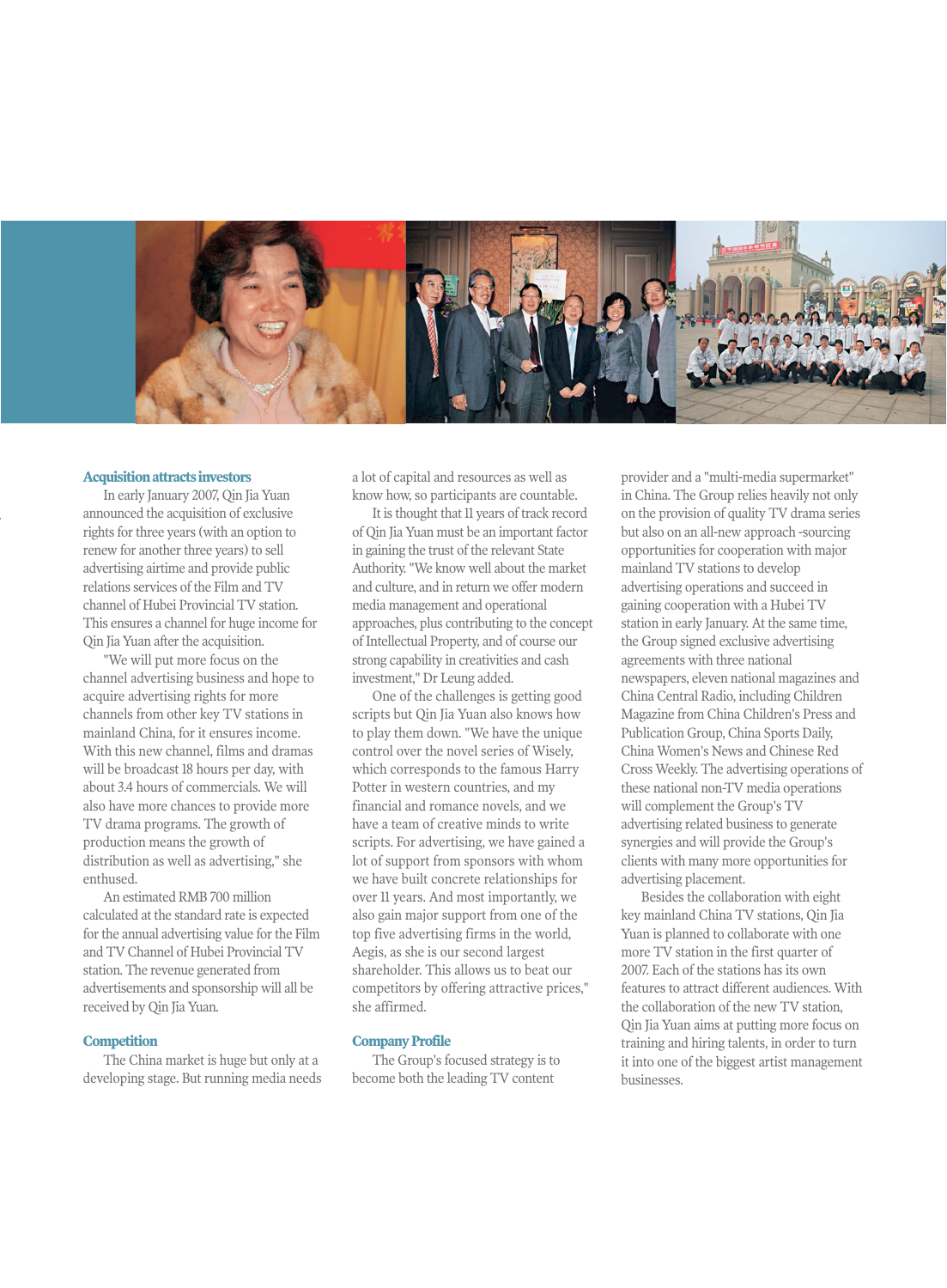## Acquisition attracts investors

In early January 2007, Qin Jia Yuan announced the acquisition of exclusive rights for three years (with an option to renew for another three years) to sell advertising airtime and provide public relations services of the Film and TV channel of Hubei Provincial TV station. This ensures a channel for huge income for Qin Jia Yuan after the acquisition.

"We will put more focus on the channel advertising business and hope to acquire advertising rights for more channels from other key TV stations in mainland China, for it ensures income. With this new channel, films and dramas will be broadcast 18 hours per day, with about 3.4 hours of commercials. We will also have more chances to provide more TV drama programs. The growth of production means the growth of distribution as well as advertising," she enthused.

An estimated RMB 700 million calculated at the standard rate is expected for the annual advertising value for the Film and TV Channel of Hubei Provincial TV station. The revenue generated from advertisements and sponsorship will all be received by Qin Jia Yuan.

## Competition

The China market is huge but only at a developing stage. But running media needs a lot of capital and resources as well as know how, so participants are countable.

It is thought that 11 years of track record of Qin Jia Yuan must be an important factor in gaining the trust of the relevant State Authority. "We know well about the market and culture, and in return we offer modern media management and operational approaches, plus contributing to the concept of Intellectual Property, and of course our strong capability in creativities and cash investment," Dr Leung added.

One of the challenges is getting good scripts but Qin Jia Yuan also knows how to play them down. "We have the unique control over the novel series of Wisely, which corresponds to the famous Harry Potter in western countries, and my financial and romance novels, and we have a team of creative minds to write scripts. For advertising, we have gained a lot of support from sponsors with whom we have built concrete relationships for over 11 years. And most importantly, we also gain major support from one of the top five advertising firms in the world, Aegis, as she is our second largest shareholder. This allows us to beat our competitors by offering attractive prices," she affirmed.

## Company Profile

The Group's focused strategy is to become both the leading TV content provider and a "multi-media supermarket" in China. The Group relies heavily not only on the provision of quality TV drama series but also on an all-new approach -sourcing opportunities for cooperation with major mainland TV stations to develop advertising operations and succeed in gaining cooperation with a Hubei TV station in early January. At the same time, the Group signed exclusive advertising agreements with three national newspapers, eleven national magazines and China Central Radio, including Children Magazine from China Children's Press and Publication Group, China Sports Daily, China Women's News and Chinese Red Cross Weekly. The advertising operations of these national non-TV media operations will complement the Group's TV advertising related business to generate synergies and will provide the Group's clients with many more opportunities for advertising placement.

Besides the collaboration with eight key mainland China TV stations, Qin Jia Yuan is planned to collaborate with one more TV station in the first quarter of 2007. Each of the stations has its own features to attract different audiences. With the collaboration of the new TV station, Qin Jia Yuan aims at putting more focus on training and hiring talents, in order to turn it into one of the biggest artist management businesses.